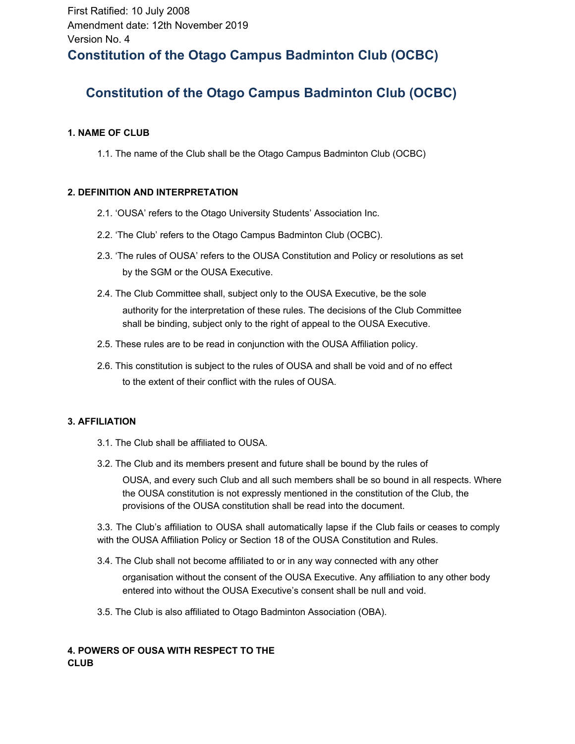First Ratified: 10 July 2008
Amendment date: 12th November 2019
Version No. 4

# Constitution of the Otago Campus Badminton Club (OCBC)

# Constitution of the Otago Campus Badminton Club (OCBC)

### 1. NAME OF CLUB

1.1. The name of the Club shall be the Otago Campus Badminton Club (OCBC)

### 2. DEFINITION AND INTERPRETATION

2.1. 'OUSA' refers to the Otago University Students' Association Inc.

2.2. 'The Club' refers to the Otago Campus Badminton Club (OCBC).

2.3. 'The rules of OUSA' refers to the OUSA Constitution and Policy or resolutions as set by the SGM or the OUSA Executive.

2.4. The Club Committee shall, subject only to the OUSA Executive, be the sole authority for the interpretation of these rules. The decisions of the Club Committee shall be binding, subject only to the right of appeal to the OUSA Executive.

2.5. These rules are to be read in conjunction with the OUSA Affiliation policy.

2.6. This constitution is subject to the rules of OUSA and shall be void and of no effect to the extent of their conflict with the rules of OUSA.

### 3. AFFILIATION

3.1. The Club shall be affiliated to OUSA.

3.2. The Club and its members present and future shall be bound by the rules of OUSA, and every such Club and all such members shall be so bound in all respects. Where the OUSA constitution is not expressly mentioned in the constitution of the Club, the provisions of the OUSA constitution shall be read into the document.

3.3. The Club's affiliation to OUSA shall automatically lapse if the Club fails or ceases to comply with the OUSA Affiliation Policy or Section 18 of the OUSA Constitution and Rules.

3.4. The Club shall not become affiliated to or in any way connected with any other organisation without the consent of the OUSA Executive. Any affiliation to any other body entered into without the OUSA Executive's consent shall be null and void.

3.5. The Club is also affiliated to Otago Badminton Association (OBA).

### 4. POWERS OF OUSA WITH RESPECT TO THE CLUB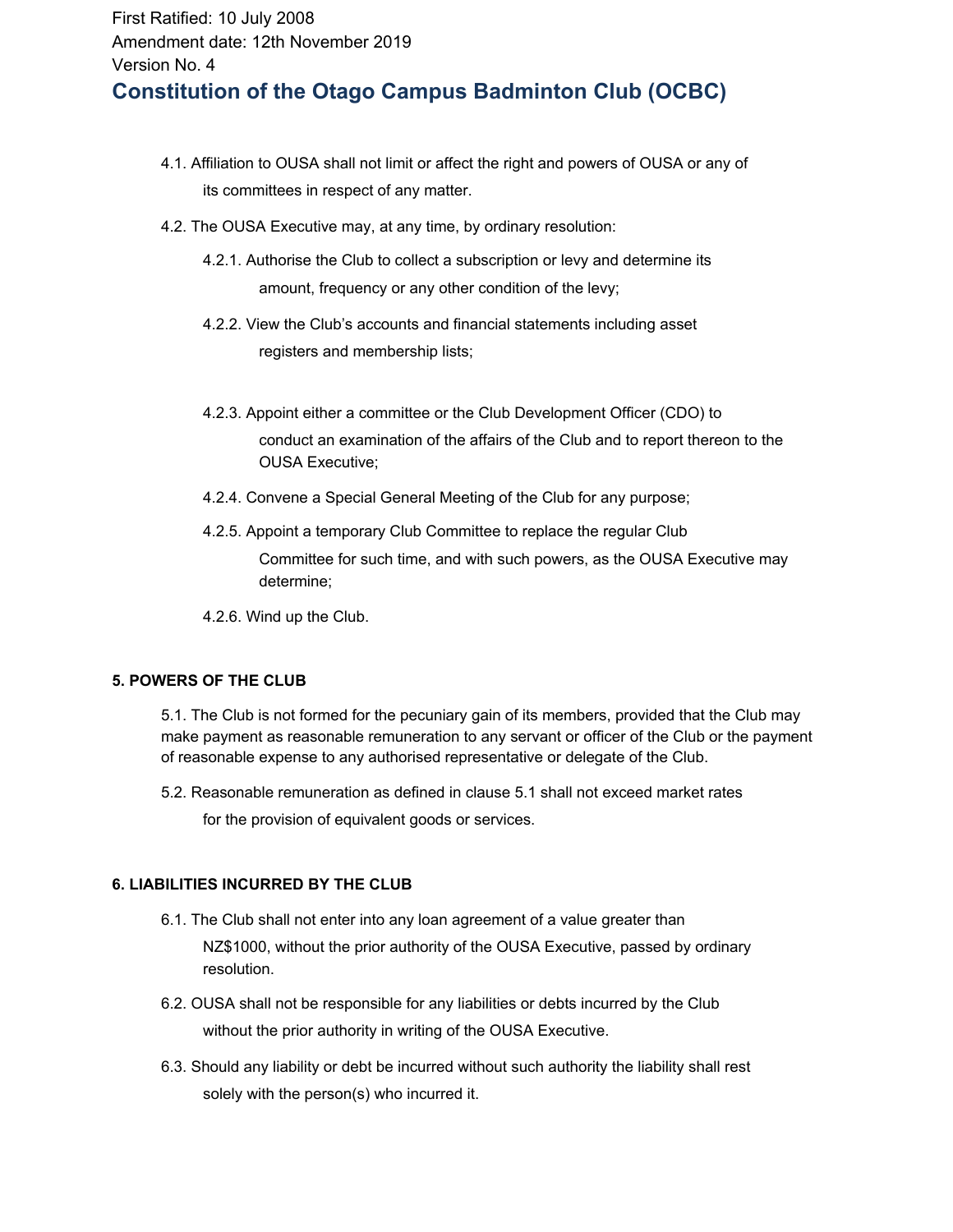First Ratified: 10 July 2008
Amendment date: 12th November 2019
Version No. 4

# Constitution of the Otago Campus Badminton Club (OCBC)

4.1. Affiliation to OUSA shall not limit or affect the right and powers of OUSA or any of its committees in respect of any matter.

4.2. The OUSA Executive may, at any time, by ordinary resolution:

4.2.1. Authorise the Club to collect a subscription or levy and determine its amount, frequency or any other condition of the levy;

4.2.2. View the Club's accounts and financial statements including asset registers and membership lists;

4.2.3. Appoint either a committee or the Club Development Officer (CDO) to conduct an examination of the affairs of the Club and to report thereon to the OUSA Executive;

4.2.4. Convene a Special General Meeting of the Club for any purpose;

4.2.5. Appoint a temporary Club Committee to replace the regular Club Committee for such time, and with such powers, as the OUSA Executive may determine;

4.2.6. Wind up the Club.

**5. POWERS OF THE CLUB**

5.1. The Club is not formed for the pecuniary gain of its members, provided that the Club may make payment as reasonable remuneration to any servant or officer of the Club or the payment of reasonable expense to any authorised representative or delegate of the Club.

5.2. Reasonable remuneration as defined in clause 5.1 shall not exceed market rates for the provision of equivalent goods or services.

**6. LIABILITIES INCURRED BY THE CLUB**

6.1. The Club shall not enter into any loan agreement of a value greater than NZ$1000, without the prior authority of the OUSA Executive, passed by ordinary resolution.

6.2. OUSA shall not be responsible for any liabilities or debts incurred by the Club without the prior authority in writing of the OUSA Executive.

6.3. Should any liability or debt be incurred without such authority the liability shall rest solely with the person(s) who incurred it.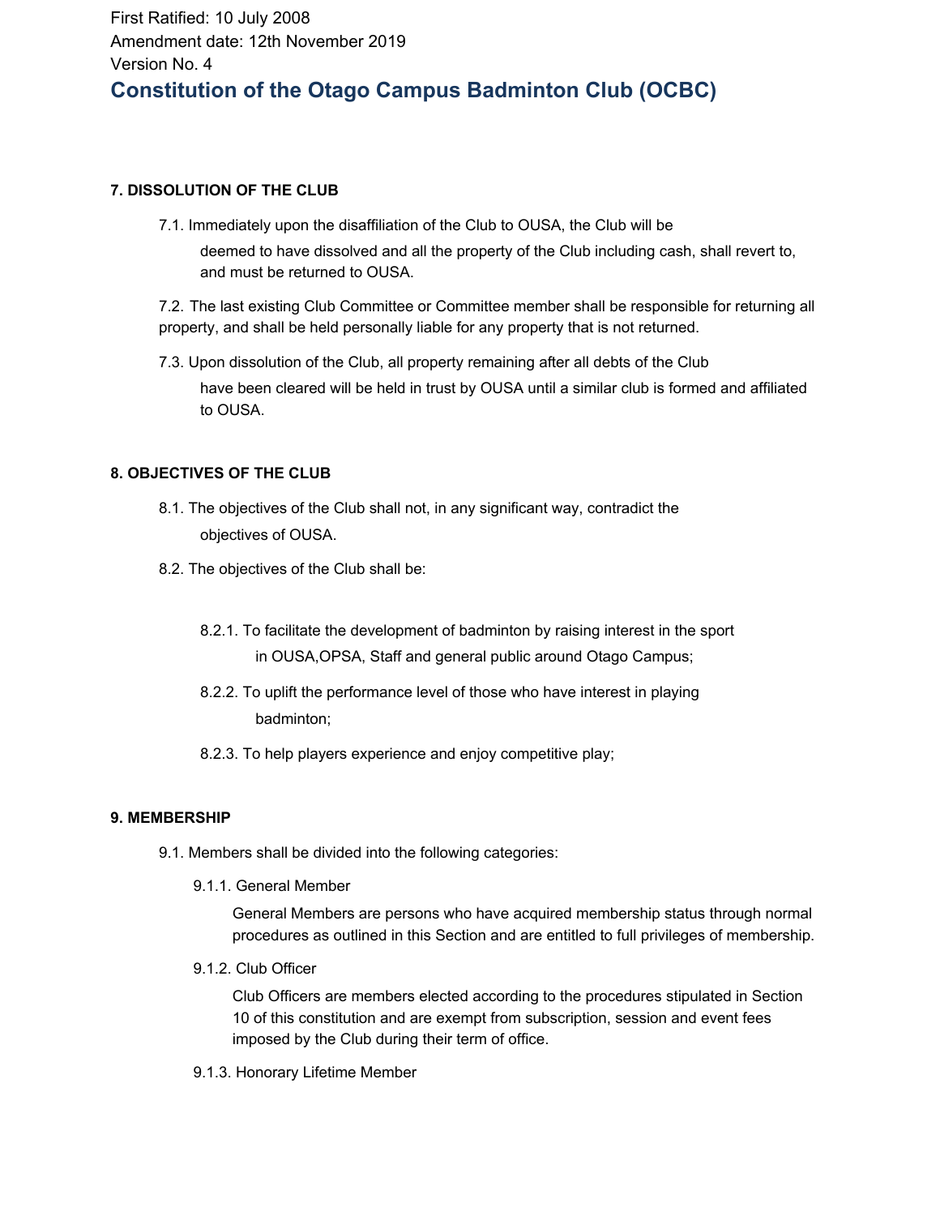## 7. DISSOLUTION OF THE CLUB

7.1. Immediately upon the disaffiliation of the Club to OUSA, the Club will be deemed to have dissolved and all the property of the Club including cash, shall revert to, and must be returned to OUSA.

7.2. The last existing Club Committee or Committee member shall be responsible for returning all property, and shall be held personally liable for any property that is not returned.

7.3. Upon dissolution of the Club, all property remaining after all debts of the Club have been cleared will be held in trust by OUSA until a similar club is formed and affiliated to OUSA.

## 8. OBJECTIVES OF THE CLUB

8.1. The objectives of the Club shall not, in any significant way, contradict the objectives of OUSA.

8.2. The objectives of the Club shall be:

8.2.1. To facilitate the development of badminton by raising interest in the sport in OUSA,OPSA, Staff and general public around Otago Campus;

8.2.2. To uplift the performance level of those who have interest in playing badminton;

8.2.3. To help players experience and enjoy competitive play;

## 9. MEMBERSHIP

9.1. Members shall be divided into the following categories:

9.1.1. General Member

General Members are persons who have acquired membership status through normal procedures as outlined in this Section and are entitled to full privileges of membership.

9.1.2. Club Officer

Club Officers are members elected according to the procedures stipulated in Section 10 of this constitution and are exempt from subscription, session and event fees imposed by the Club during their term of office.

9.1.3. Honorary Lifetime Member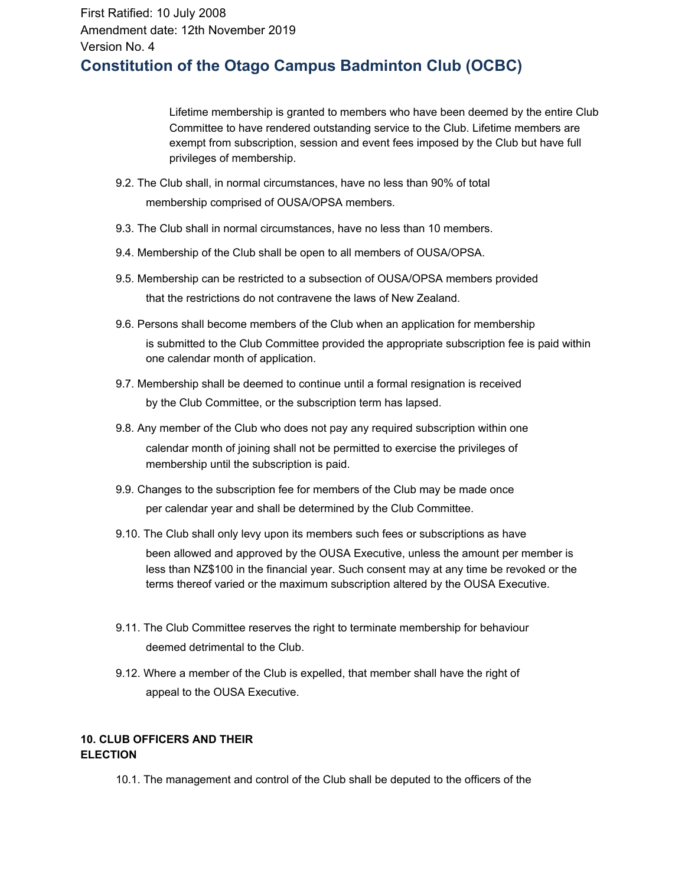Lifetime membership is granted to members who have been deemed by the entire Club Committee to have rendered outstanding service to the Club. Lifetime members are exempt from subscription, session and event fees imposed by the Club but have full privileges of membership.

9.2. The Club shall, in normal circumstances, have no less than 90% of total membership comprised of OUSA/OPSA members.

9.3. The Club shall in normal circumstances, have no less than 10 members.

9.4. Membership of the Club shall be open to all members of OUSA/OPSA.

9.5. Membership can be restricted to a subsection of OUSA/OPSA members provided that the restrictions do not contravene the laws of New Zealand.

9.6. Persons shall become members of the Club when an application for membership is submitted to the Club Committee provided the appropriate subscription fee is paid within one calendar month of application.

9.7. Membership shall be deemed to continue until a formal resignation is received by the Club Committee, or the subscription term has lapsed.

9.8. Any member of the Club who does not pay any required subscription within one calendar month of joining shall not be permitted to exercise the privileges of membership until the subscription is paid.

9.9. Changes to the subscription fee for members of the Club may be made once per calendar year and shall be determined by the Club Committee.

9.10. The Club shall only levy upon its members such fees or subscriptions as have been allowed and approved by the OUSA Executive, unless the amount per member is less than NZ$100 in the financial year. Such consent may at any time be revoked or the terms thereof varied or the maximum subscription altered by the OUSA Executive.

9.11. The Club Committee reserves the right to terminate membership for behaviour deemed detrimental to the Club.

9.12. Where a member of the Club is expelled, that member shall have the right of appeal to the OUSA Executive.

## 10. CLUB OFFICERS AND THEIR ELECTION

10.1. The management and control of the Club shall be deputed to the officers of the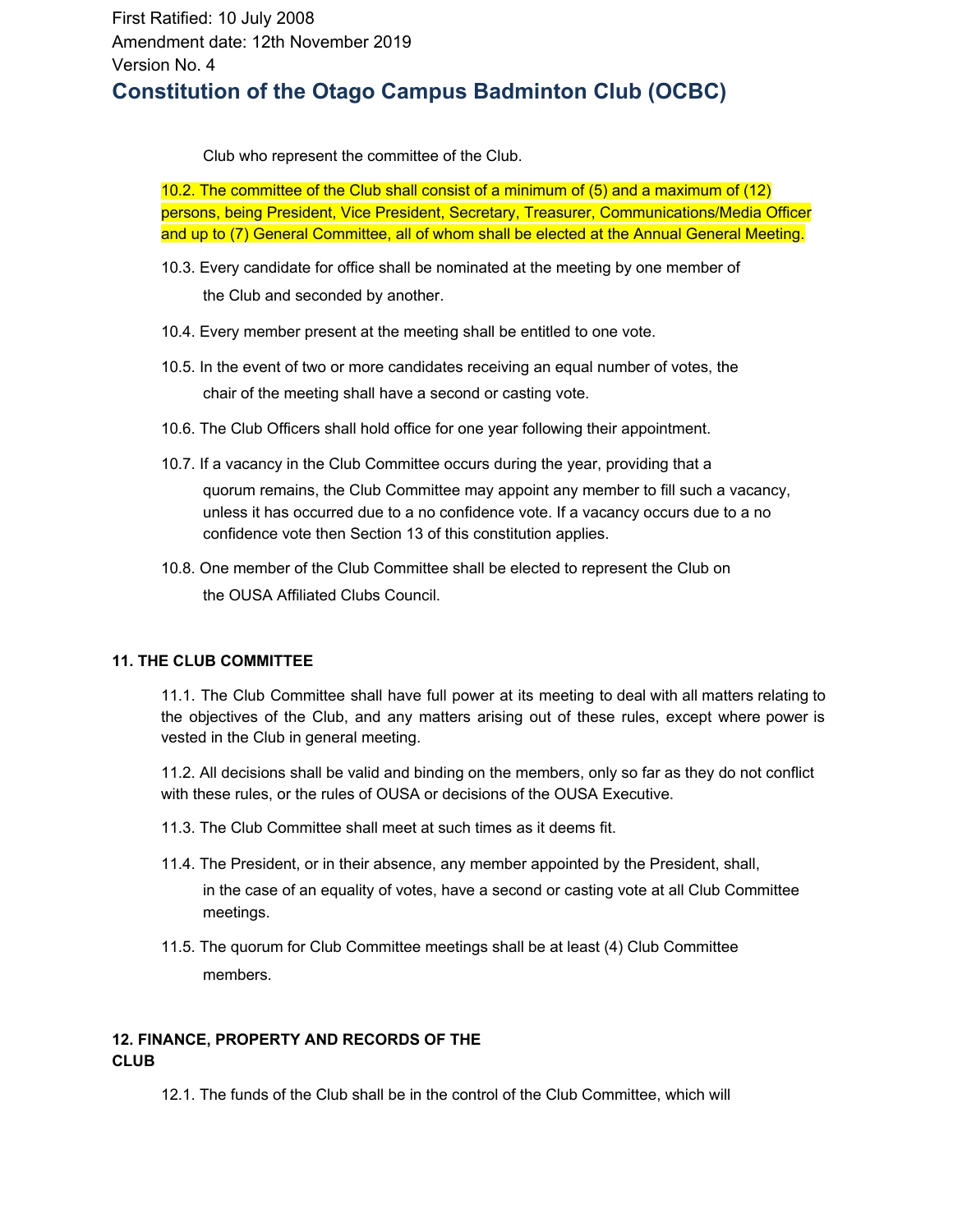Club who represent the committee of the Club.

10.2. The committee of the Club shall consist of a minimum of (5) and a maximum of (12) persons, being President, Vice President, Secretary, Treasurer, Communications/Media Officer and up to (7) General Committee, all of whom shall be elected at the Annual General Meeting.

10.3. Every candidate for office shall be nominated at the meeting by one member of the Club and seconded by another.

10.4. Every member present at the meeting shall be entitled to one vote.

10.5. In the event of two or more candidates receiving an equal number of votes, the chair of the meeting shall have a second or casting vote.

10.6. The Club Officers shall hold office for one year following their appointment.

10.7. If a vacancy in the Club Committee occurs during the year, providing that a quorum remains, the Club Committee may appoint any member to fill such a vacancy, unless it has occurred due to a no confidence vote. If a vacancy occurs due to a no confidence vote then Section 13 of this constitution applies.

10.8. One member of the Club Committee shall be elected to represent the Club on the OUSA Affiliated Clubs Council.

**11. THE CLUB COMMITTEE**

11.1. The Club Committee shall have full power at its meeting to deal with all matters relating to the objectives of the Club, and any matters arising out of these rules, except where power is vested in the Club in general meeting.

11.2. All decisions shall be valid and binding on the members, only so far as they do not conflict with these rules, or the rules of OUSA or decisions of the OUSA Executive.

11.3. The Club Committee shall meet at such times as it deems fit.

11.4. The President, or in their absence, any member appointed by the President, shall, in the case of an equality of votes, have a second or casting vote at all Club Committee meetings.

11.5. The quorum for Club Committee meetings shall be at least (4) Club Committee members.

**12. FINANCE, PROPERTY AND RECORDS OF THE CLUB**

12.1. The funds of the Club shall be in the control of the Club Committee, which will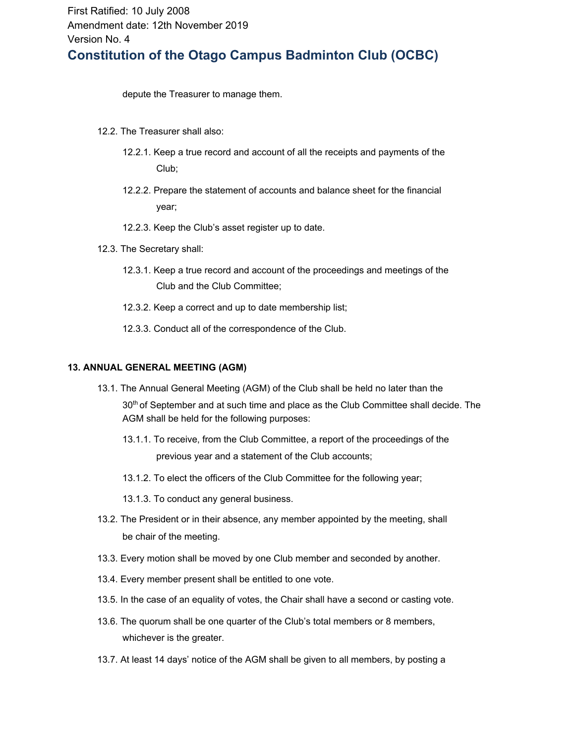depute the Treasurer to manage them.

12.2. The Treasurer shall also:

12.2.1. Keep a true record and account of all the receipts and payments of the Club;

12.2.2. Prepare the statement of accounts and balance sheet for the financial year;

12.2.3. Keep the Club's asset register up to date.

12.3. The Secretary shall:

12.3.1. Keep a true record and account of the proceedings and meetings of the Club and the Club Committee;

12.3.2. Keep a correct and up to date membership list;

12.3.3. Conduct all of the correspondence of the Club.

**13. ANNUAL GENERAL MEETING (AGM)**

13.1. The Annual General Meeting (AGM) of the Club shall be held no later than the 30th of September and at such time and place as the Club Committee shall decide. The AGM shall be held for the following purposes:

13.1.1. To receive, from the Club Committee, a report of the proceedings of the previous year and a statement of the Club accounts;

13.1.2. To elect the officers of the Club Committee for the following year;

13.1.3. To conduct any general business.

13.2. The President or in their absence, any member appointed by the meeting, shall be chair of the meeting.

13.3. Every motion shall be moved by one Club member and seconded by another.

13.4. Every member present shall be entitled to one vote.

13.5. In the case of an equality of votes, the Chair shall have a second or casting vote.

13.6. The quorum shall be one quarter of the Club's total members or 8 members, whichever is the greater.

13.7. At least 14 days' notice of the AGM shall be given to all members, by posting a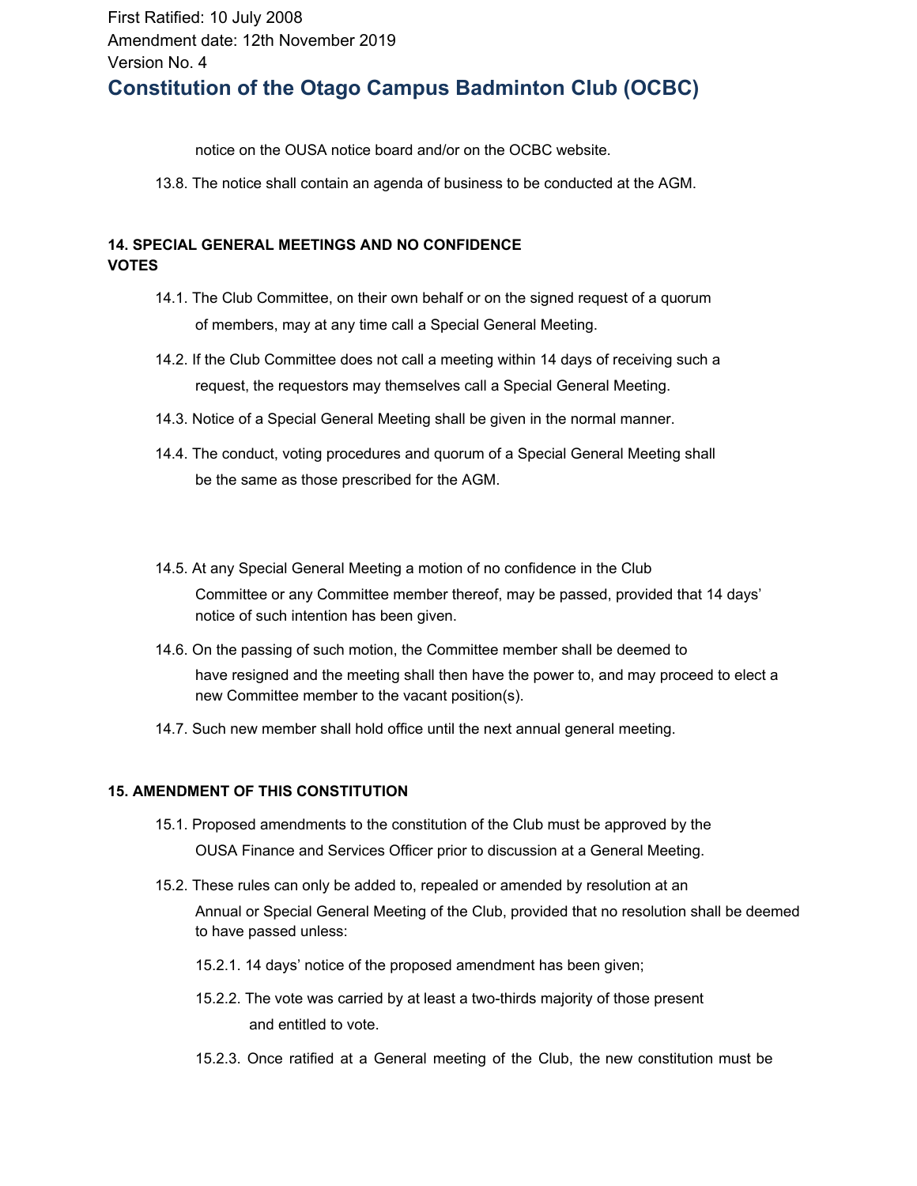notice on the OUSA notice board and/or on the OCBC website.

13.8. The notice shall contain an agenda of business to be conducted at the AGM.

**14. SPECIAL GENERAL MEETINGS AND NO CONFIDENCE VOTES**

14.1. The Club Committee, on their own behalf or on the signed request of a quorum of members, may at any time call a Special General Meeting.

14.2. If the Club Committee does not call a meeting within 14 days of receiving such a request, the requestors may themselves call a Special General Meeting.

14.3. Notice of a Special General Meeting shall be given in the normal manner.

14.4. The conduct, voting procedures and quorum of a Special General Meeting shall be the same as those prescribed for the AGM.

14.5. At any Special General Meeting a motion of no confidence in the Club Committee or any Committee member thereof, may be passed, provided that 14 days' notice of such intention has been given.

14.6. On the passing of such motion, the Committee member shall be deemed to have resigned and the meeting shall then have the power to, and may proceed to elect a new Committee member to the vacant position(s).

14.7. Such new member shall hold office until the next annual general meeting.

**15. AMENDMENT OF THIS CONSTITUTION**

15.1. Proposed amendments to the constitution of the Club must be approved by the OUSA Finance and Services Officer prior to discussion at a General Meeting.

15.2. These rules can only be added to, repealed or amended by resolution at an Annual or Special General Meeting of the Club, provided that no resolution shall be deemed to have passed unless:

15.2.1. 14 days' notice of the proposed amendment has been given;

15.2.2. The vote was carried by at least a two-thirds majority of those present and entitled to vote.

15.2.3. Once ratified at a General meeting of the Club, the new constitution must be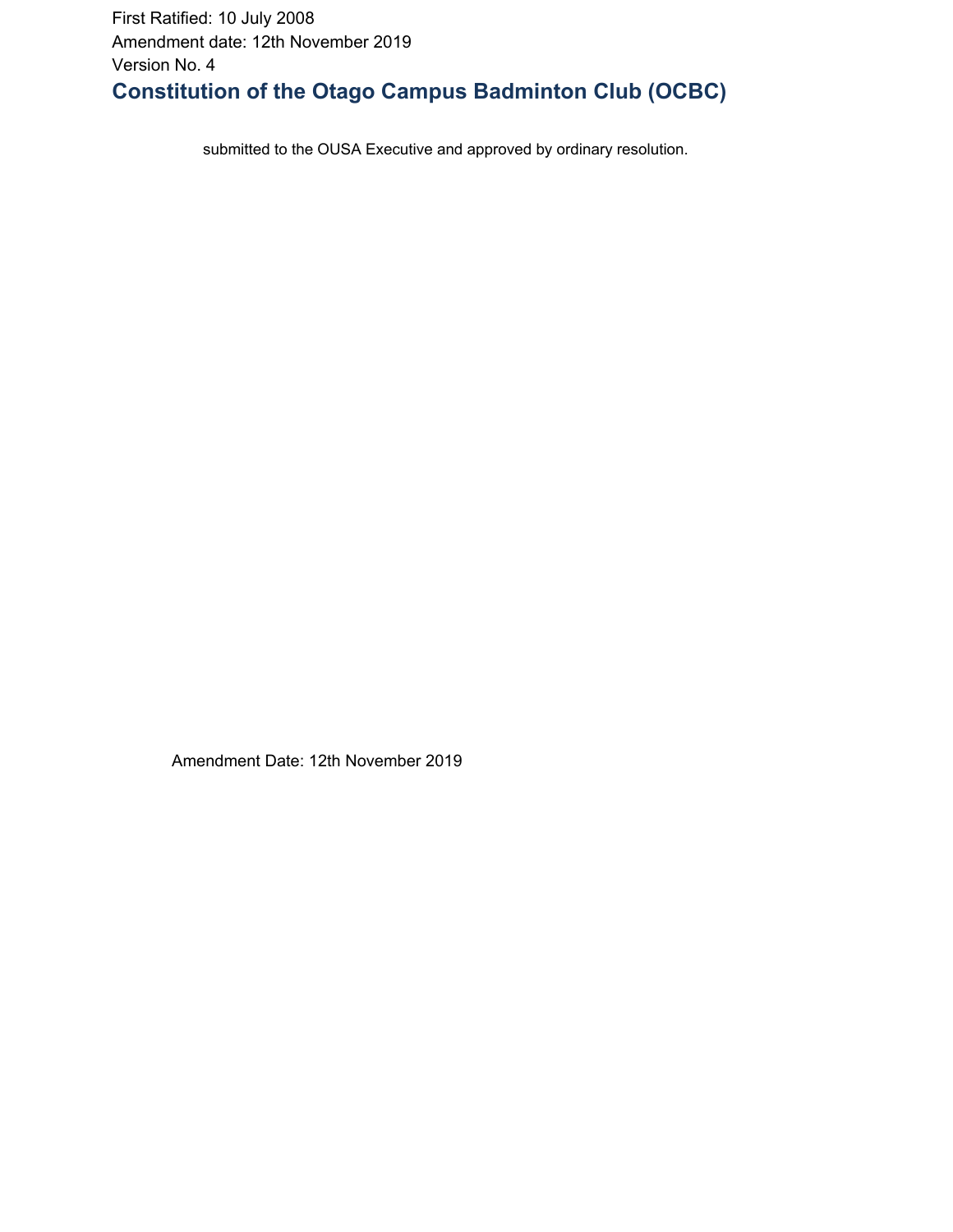submitted to the OUSA Executive and approved by ordinary resolution.

Amendment Date: 12th November 2019